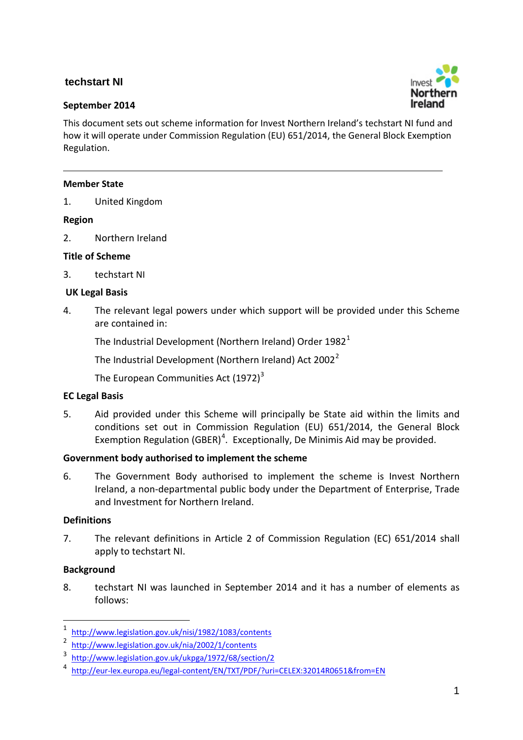# techstart NI

**September 2014**

This document sets out scheme information for Invest Northern Ireland's techstart NI fund and how it will operate under Commission Regulation (EU) 651/2014, the General Block Exemption Regulation.

---

**Member State**

1. United Kingdom

**Region**

2. Northern Ireland

**Title of Scheme**

3. techstart NI

**UK Legal Basis**

4. The relevant legal powers under which support will be provided under this Scheme are contained in:

   The Industrial Development (Northern Ireland) Order 1982[1]

   The Industrial Development (Northern Ireland) Act 2002[2]

   The European Communities Act (1972)[3]

**EC Legal Basis**

5. Aid provided under this Scheme will principally be State aid within the limits and conditions set out in Commission Regulation (EU) 651/2014, the General Block Exemption Regulation (GBER)[4]. Exceptionally, De Minimis Aid may be provided.

**Government body authorised to implement the scheme**

6. The Government Body authorised to implement the scheme is Invest Northern Ireland, a non-departmental public body under the Department of Enterprise, Trade and Investment for Northern Ireland.

**Definitions**

7. The relevant definitions in Article 2 of Commission Regulation (EC) 651/2014 shall apply to techstart NI.

**Background**

8. techstart NI was launched in September 2014 and it has a number of elements as follows:

---

[1] http://www.legislation.gov.uk/nisi/1982/1083/contents

[2] http://www.legislation.gov.uk/nia/2002/1/contents

[3] http://www.legislation.gov.uk/ukpga/1972/68/section/2

[4] http://eur-lex.europa.eu/legal-content/EN/TXT/PDF/?uri=CELEX:32014R0651&from=EN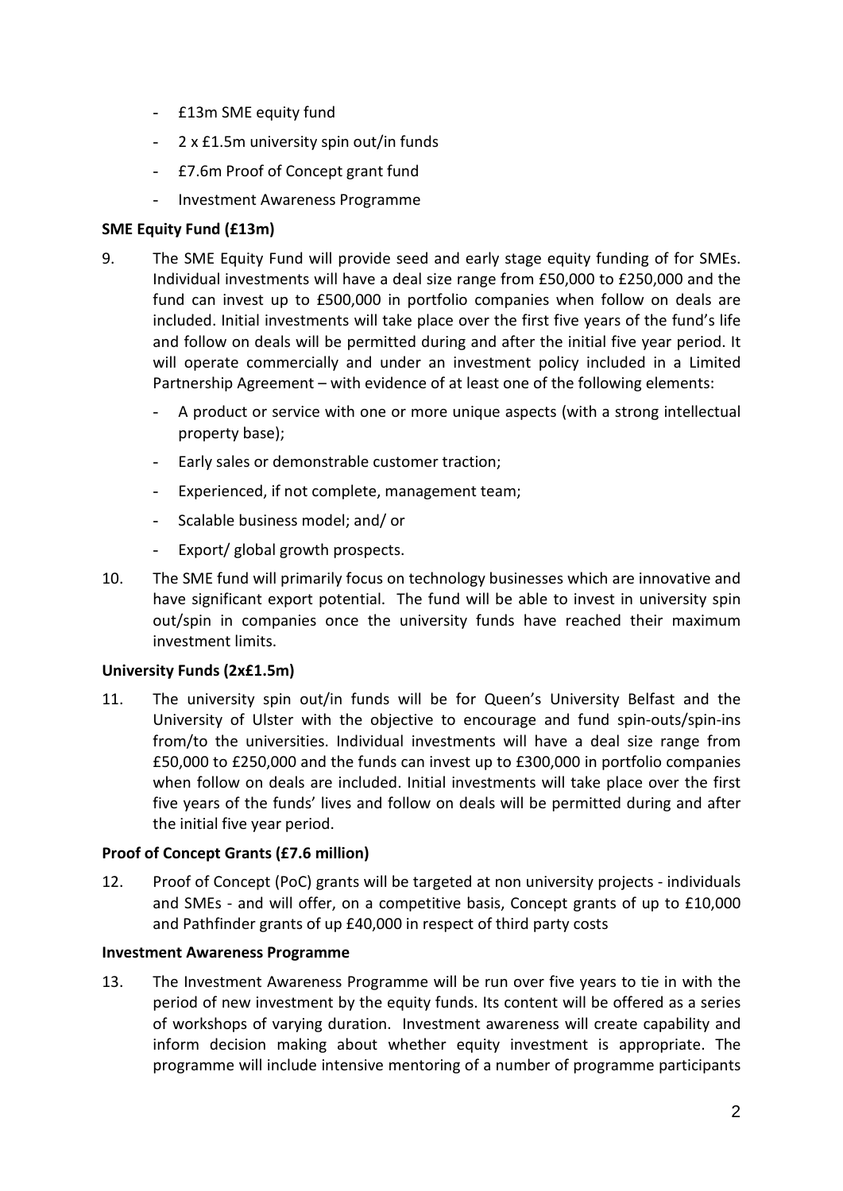- £13m SME equity fund
- 2 x £1.5m university spin out/in funds
- £7.6m Proof of Concept grant fund
- Investment Awareness Programme

**SME Equity Fund (£13m)**

9. The SME Equity Fund will provide seed and early stage equity funding of for SMEs. Individual investments will have a deal size range from £50,000 to £250,000 and the fund can invest up to £500,000 in portfolio companies when follow on deals are included. Initial investments will take place over the first five years of the fund's life and follow on deals will be permitted during and after the initial five year period. It will operate commercially and under an investment policy included in a Limited Partnership Agreement – with evidence of at least one of the following elements:
   - A product or service with one or more unique aspects (with a strong intellectual property base);
   - Early sales or demonstrable customer traction;
   - Experienced, if not complete, management team;
   - Scalable business model; and/ or
   - Export/ global growth prospects.

10. The SME fund will primarily focus on technology businesses which are innovative and have significant export potential. The fund will be able to invest in university spin out/spin in companies once the university funds have reached their maximum investment limits.

**University Funds (2x£1.5m)**

11. The university spin out/in funds will be for Queen's University Belfast and the University of Ulster with the objective to encourage and fund spin-outs/spin-ins from/to the universities. Individual investments will have a deal size range from £50,000 to £250,000 and the funds can invest up to £300,000 in portfolio companies when follow on deals are included. Initial investments will take place over the first five years of the funds' lives and follow on deals will be permitted during and after the initial five year period.

**Proof of Concept Grants (£7.6 million)**

12. Proof of Concept (PoC) grants will be targeted at non university projects - individuals and SMEs - and will offer, on a competitive basis, Concept grants of up to £10,000 and Pathfinder grants of up £40,000 in respect of third party costs

**Investment Awareness Programme**

13. The Investment Awareness Programme will be run over five years to tie in with the period of new investment by the equity funds. Its content will be offered as a series of workshops of varying duration. Investment awareness will create capability and inform decision making about whether equity investment is appropriate. The programme will include intensive mentoring of a number of programme participants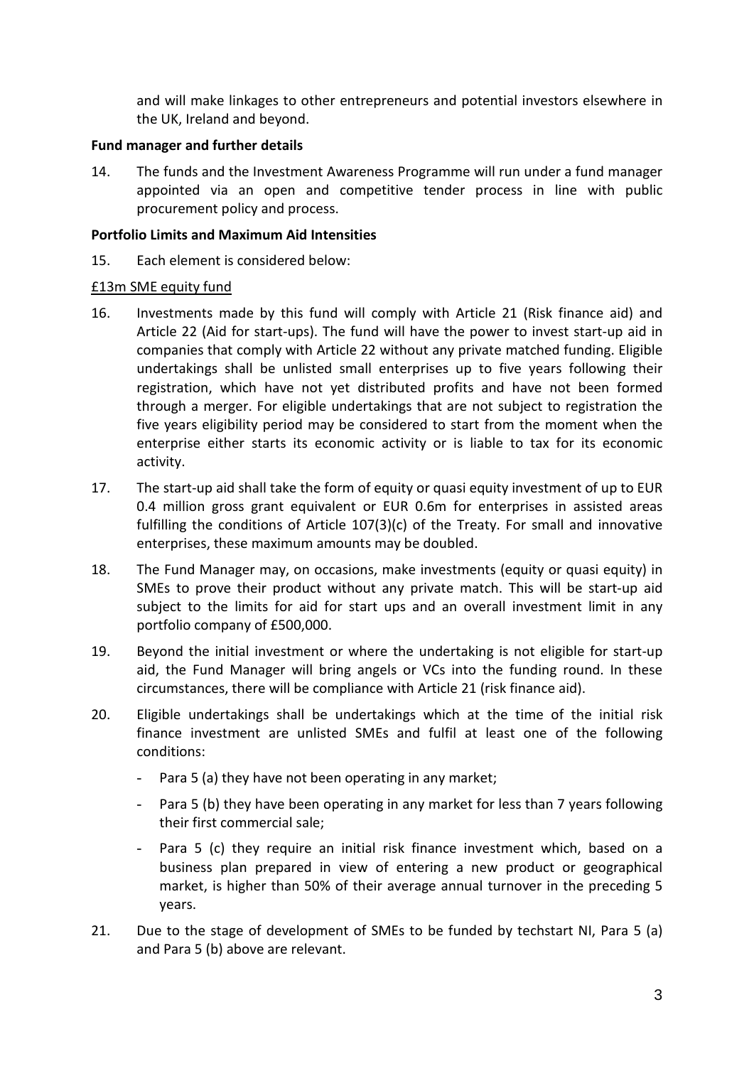and will make linkages to other entrepreneurs and potential investors elsewhere in the UK, Ireland and beyond.

**Fund manager and further details**

14. The funds and the Investment Awareness Programme will run under a fund manager appointed via an open and competitive tender process in line with public procurement policy and process.

**Portfolio Limits and Maximum Aid Intensities**

15. Each element is considered below:

£13m SME equity fund

16. Investments made by this fund will comply with Article 21 (Risk finance aid) and Article 22 (Aid for start-ups). The fund will have the power to invest start-up aid in companies that comply with Article 22 without any private matched funding. Eligible undertakings shall be unlisted small enterprises up to five years following their registration, which have not yet distributed profits and have not been formed through a merger. For eligible undertakings that are not subject to registration the five years eligibility period may be considered to start from the moment when the enterprise either starts its economic activity or is liable to tax for its economic activity.

17. The start-up aid shall take the form of equity or quasi equity investment of up to EUR 0.4 million gross grant equivalent or EUR 0.6m for enterprises in assisted areas fulfilling the conditions of Article 107(3)(c) of the Treaty. For small and innovative enterprises, these maximum amounts may be doubled.

18. The Fund Manager may, on occasions, make investments (equity or quasi equity) in SMEs to prove their product without any private match. This will be start-up aid subject to the limits for aid for start ups and an overall investment limit in any portfolio company of £500,000.

19. Beyond the initial investment or where the undertaking is not eligible for start-up aid, the Fund Manager will bring angels or VCs into the funding round. In these circumstances, there will be compliance with Article 21 (risk finance aid).

20. Eligible undertakings shall be undertakings which at the time of the initial risk finance investment are unlisted SMEs and fulfil at least one of the following conditions:
    - Para 5 (a) they have not been operating in any market;
    - Para 5 (b) they have been operating in any market for less than 7 years following their first commercial sale;
    - Para 5 (c) they require an initial risk finance investment which, based on a business plan prepared in view of entering a new product or geographical market, is higher than 50% of their average annual turnover in the preceding 5 years.

21. Due to the stage of development of SMEs to be funded by techstart NI, Para 5 (a) and Para 5 (b) above are relevant.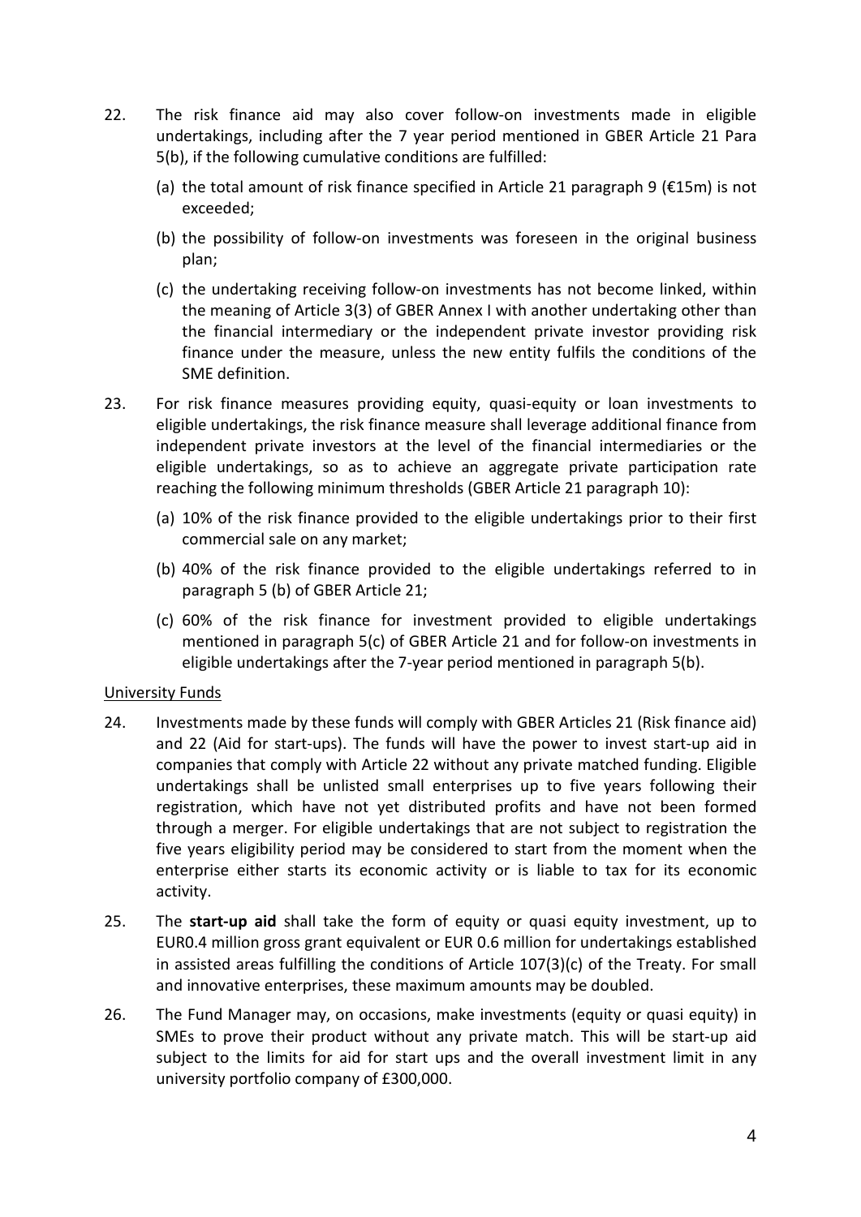22. The risk finance aid may also cover follow-on investments made in eligible undertakings, including after the 7 year period mentioned in GBER Article 21 Para 5(b), if the following cumulative conditions are fulfilled:

    (a) the total amount of risk finance specified in Article 21 paragraph 9 (€15m) is not exceeded;

    (b) the possibility of follow-on investments was foreseen in the original business plan;

    (c) the undertaking receiving follow-on investments has not become linked, within the meaning of Article 3(3) of GBER Annex I with another undertaking other than the financial intermediary or the independent private investor providing risk finance under the measure, unless the new entity fulfils the conditions of the SME definition.

23. For risk finance measures providing equity, quasi-equity or loan investments to eligible undertakings, the risk finance measure shall leverage additional finance from independent private investors at the level of the financial intermediaries or the eligible undertakings, so as to achieve an aggregate private participation rate reaching the following minimum thresholds (GBER Article 21 paragraph 10):

    (a) 10% of the risk finance provided to the eligible undertakings prior to their first commercial sale on any market;

    (b) 40% of the risk finance provided to the eligible undertakings referred to in paragraph 5 (b) of GBER Article 21;

    (c) 60% of the risk finance for investment provided to eligible undertakings mentioned in paragraph 5(c) of GBER Article 21 and for follow-on investments in eligible undertakings after the 7-year period mentioned in paragraph 5(b).

<u>University Funds</u>

24. Investments made by these funds will comply with GBER Articles 21 (Risk finance aid) and 22 (Aid for start-ups). The funds will have the power to invest start-up aid in companies that comply with Article 22 without any private matched funding. Eligible undertakings shall be unlisted small enterprises up to five years following their registration, which have not yet distributed profits and have not been formed through a merger. For eligible undertakings that are not subject to registration the five years eligibility period may be considered to start from the moment when the enterprise either starts its economic activity or is liable to tax for its economic activity.

25. The **start-up aid** shall take the form of equity or quasi equity investment, up to EUR0.4 million gross grant equivalent or EUR 0.6 million for undertakings established in assisted areas fulfilling the conditions of Article 107(3)(c) of the Treaty. For small and innovative enterprises, these maximum amounts may be doubled.

26. The Fund Manager may, on occasions, make investments (equity or quasi equity) in SMEs to prove their product without any private match. This will be start-up aid subject to the limits for aid for start ups and the overall investment limit in any university portfolio company of £300,000.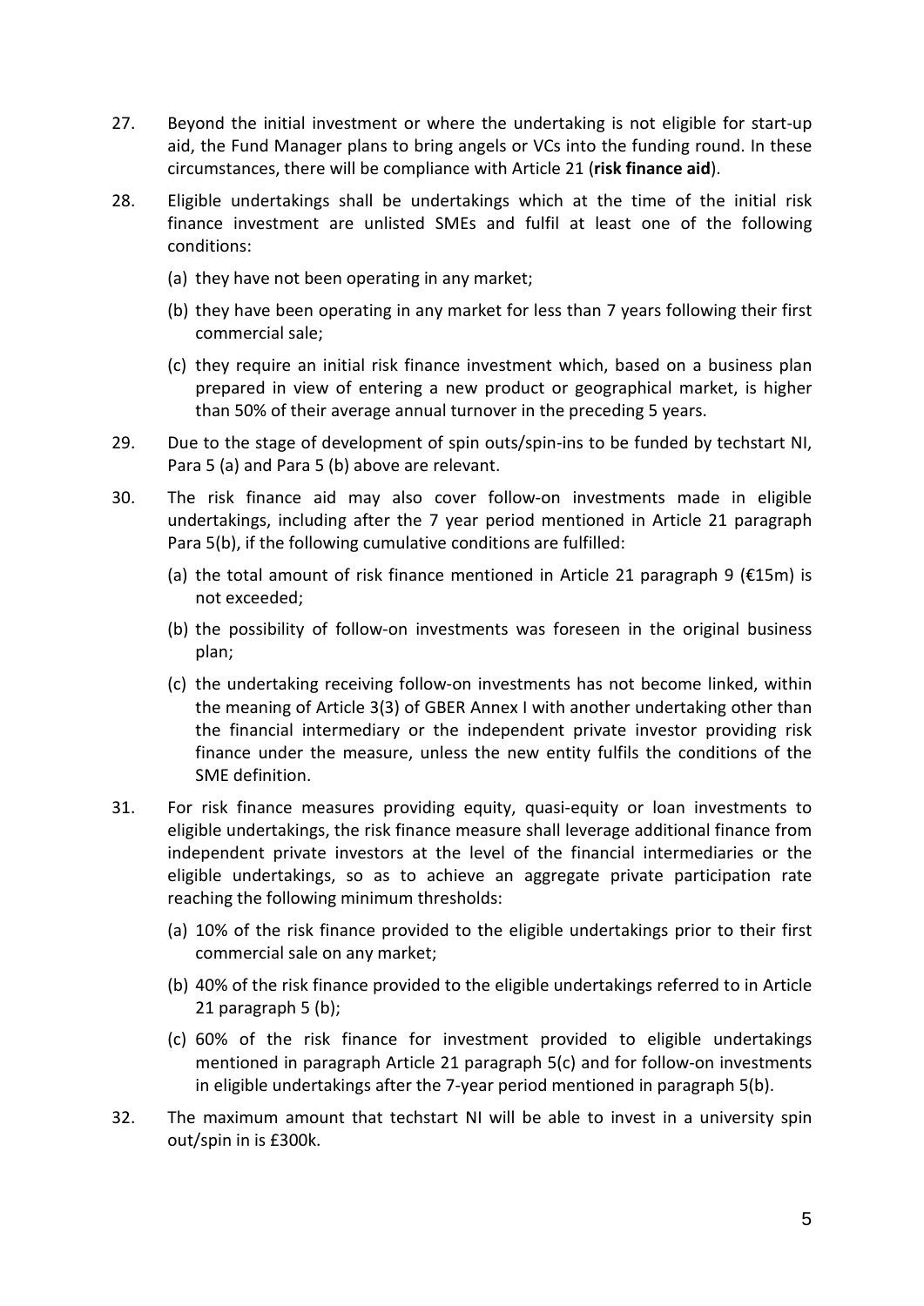27. Beyond the initial investment or where the undertaking is not eligible for start-up aid, the Fund Manager plans to bring angels or VCs into the funding round. In these circumstances, there will be compliance with Article 21 (**risk finance aid**).

28. Eligible undertakings shall be undertakings which at the time of the initial risk finance investment are unlisted SMEs and fulfil at least one of the following conditions:

    (a) they have not been operating in any market;

    (b) they have been operating in any market for less than 7 years following their first commercial sale;

    (c) they require an initial risk finance investment which, based on a business plan prepared in view of entering a new product or geographical market, is higher than 50% of their average annual turnover in the preceding 5 years.

29. Due to the stage of development of spin outs/spin-ins to be funded by techstart NI, Para 5 (a) and Para 5 (b) above are relevant.

30. The risk finance aid may also cover follow-on investments made in eligible undertakings, including after the 7 year period mentioned in Article 21 paragraph Para 5(b), if the following cumulative conditions are fulfilled:

    (a) the total amount of risk finance mentioned in Article 21 paragraph 9 (€15m) is not exceeded;

    (b) the possibility of follow-on investments was foreseen in the original business plan;

    (c) the undertaking receiving follow-on investments has not become linked, within the meaning of Article 3(3) of GBER Annex I with another undertaking other than the financial intermediary or the independent private investor providing risk finance under the measure, unless the new entity fulfils the conditions of the SME definition.

31. For risk finance measures providing equity, quasi-equity or loan investments to eligible undertakings, the risk finance measure shall leverage additional finance from independent private investors at the level of the financial intermediaries or the eligible undertakings, so as to achieve an aggregate private participation rate reaching the following minimum thresholds:

    (a) 10% of the risk finance provided to the eligible undertakings prior to their first commercial sale on any market;

    (b) 40% of the risk finance provided to the eligible undertakings referred to in Article 21 paragraph 5 (b);

    (c) 60% of the risk finance for investment provided to eligible undertakings mentioned in paragraph Article 21 paragraph 5(c) and for follow-on investments in eligible undertakings after the 7-year period mentioned in paragraph 5(b).

32. The maximum amount that techstart NI will be able to invest in a university spin out/spin in is £300k.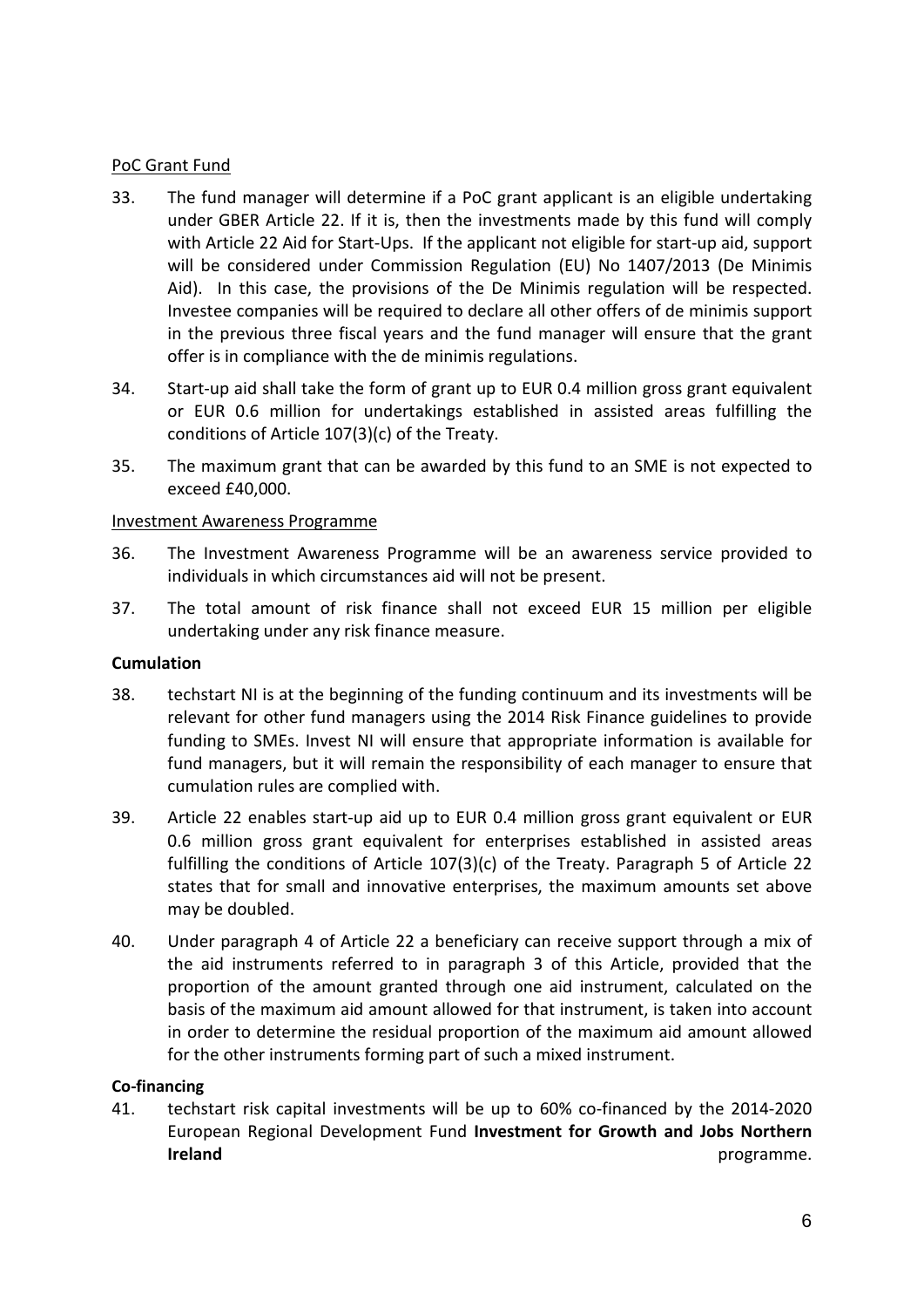PoC Grant Fund

33. The fund manager will determine if a PoC grant applicant is an eligible undertaking under GBER Article 22. If it is, then the investments made by this fund will comply with Article 22 Aid for Start-Ups. If the applicant not eligible for start-up aid, support will be considered under Commission Regulation (EU) No 1407/2013 (De Minimis Aid). In this case, the provisions of the De Minimis regulation will be respected. Investee companies will be required to declare all other offers of de minimis support in the previous three fiscal years and the fund manager will ensure that the grant offer is in compliance with the de minimis regulations.

34. Start-up aid shall take the form of grant up to EUR 0.4 million gross grant equivalent or EUR 0.6 million for undertakings established in assisted areas fulfilling the conditions of Article 107(3)(c) of the Treaty.

35. The maximum grant that can be awarded by this fund to an SME is not expected to exceed £40,000.

Investment Awareness Programme

36. The Investment Awareness Programme will be an awareness service provided to individuals in which circumstances aid will not be present.

37. The total amount of risk finance shall not exceed EUR 15 million per eligible undertaking under any risk finance measure.

**Cumulation**

38. techstart NI is at the beginning of the funding continuum and its investments will be relevant for other fund managers using the 2014 Risk Finance guidelines to provide funding to SMEs. Invest NI will ensure that appropriate information is available for fund managers, but it will remain the responsibility of each manager to ensure that cumulation rules are complied with.

39. Article 22 enables start-up aid up to EUR 0.4 million gross grant equivalent or EUR 0.6 million gross grant equivalent for enterprises established in assisted areas fulfilling the conditions of Article 107(3)(c) of the Treaty. Paragraph 5 of Article 22 states that for small and innovative enterprises, the maximum amounts set above may be doubled.

40. Under paragraph 4 of Article 22 a beneficiary can receive support through a mix of the aid instruments referred to in paragraph 3 of this Article, provided that the proportion of the amount granted through one aid instrument, calculated on the basis of the maximum aid amount allowed for that instrument, is taken into account in order to determine the residual proportion of the maximum aid amount allowed for the other instruments forming part of such a mixed instrument.

**Co-financing**

41. techstart risk capital investments will be up to 60% co-financed by the 2014-2020 European Regional Development Fund **Investment for Growth and Jobs Northern Ireland** programme.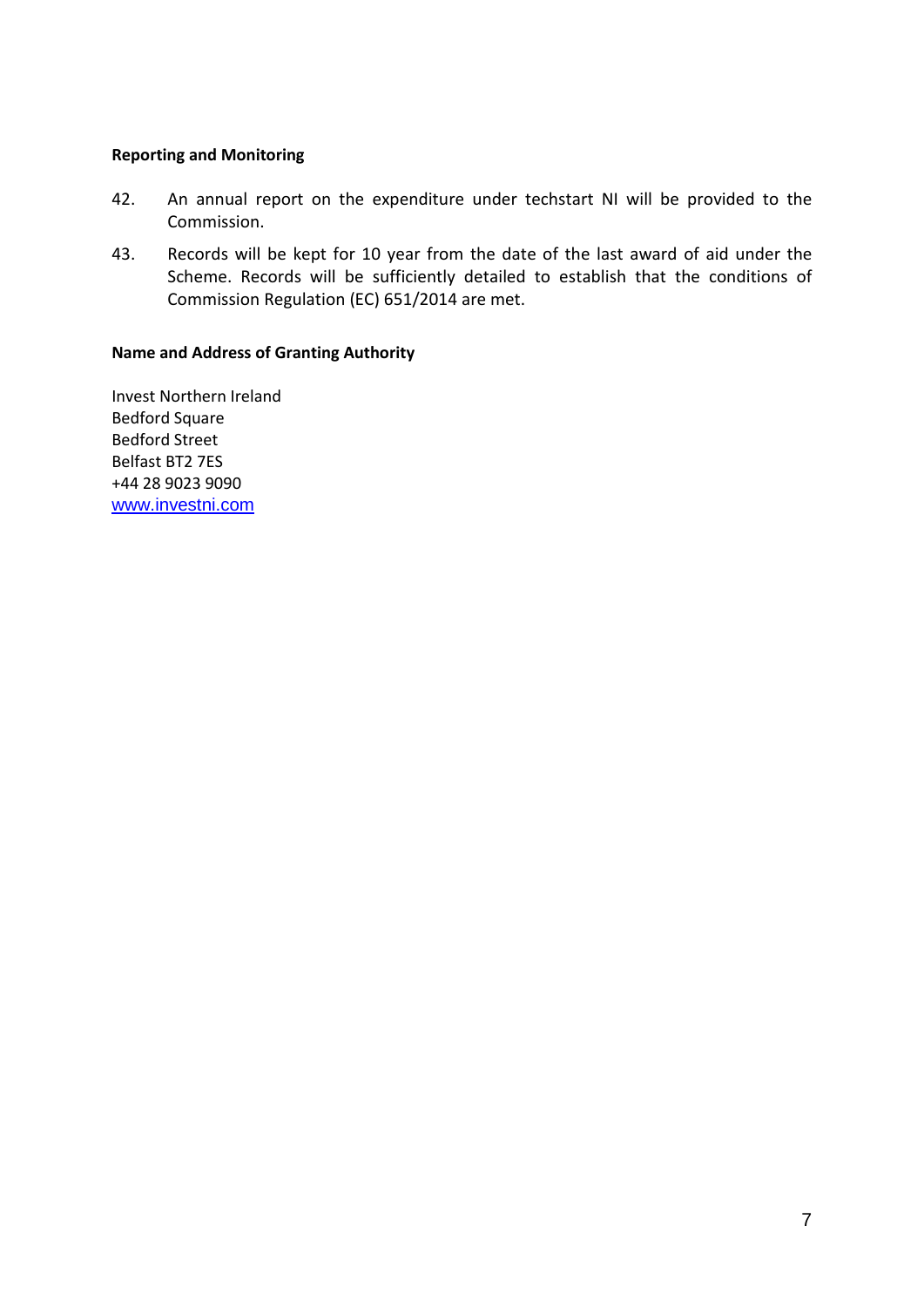**Reporting and Monitoring**

42. An annual report on the expenditure under techstart NI will be provided to the Commission.

43. Records will be kept for 10 year from the date of the last award of aid under the Scheme. Records will be sufficiently detailed to establish that the conditions of Commission Regulation (EC) 651/2014 are met.

**Name and Address of Granting Authority**

Invest Northern Ireland
Bedford Square
Bedford Street
Belfast BT2 7ES
+44 28 9023 9090
www.investni.com